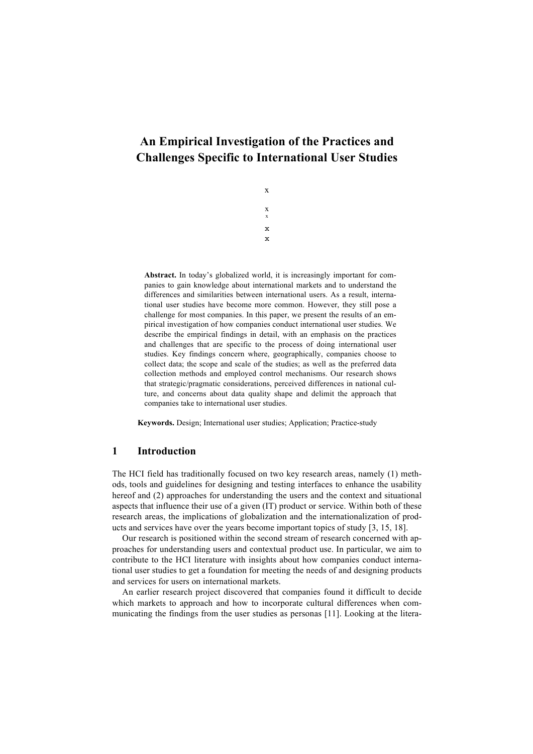# An Empirical Investigation of the Practices and Challenges Specific to International User Studies

x

x
x

x
x

**Abstract.** In today's globalized world, it is increasingly important for companies to gain knowledge about international markets and to understand the differences and similarities between international users. As a result, international user studies have become more common. However, they still pose a challenge for most companies. In this paper, we present the results of an empirical investigation of how companies conduct international user studies. We describe the empirical findings in detail, with an emphasis on the practices and challenges that are specific to the process of doing international user studies. Key findings concern where, geographically, companies choose to collect data; the scope and scale of the studies; as well as the preferred data collection methods and employed control mechanisms. Our research shows that strategic/pragmatic considerations, perceived differences in national culture, and concerns about data quality shape and delimit the approach that companies take to international user studies.

**Keywords.** Design; International user studies; Application; Practice-study

## 1 Introduction

The HCI field has traditionally focused on two key research areas, namely (1) methods, tools and guidelines for designing and testing interfaces to enhance the usability hereof and (2) approaches for understanding the users and the context and situational aspects that influence their use of a given (IT) product or service. Within both of these research areas, the implications of globalization and the internationalization of products and services have over the years become important topics of study [3, 15, 18].

Our research is positioned within the second stream of research concerned with approaches for understanding users and contextual product use. In particular, we aim to contribute to the HCI literature with insights about how companies conduct international user studies to get a foundation for meeting the needs of and designing products and services for users on international markets.

An earlier research project discovered that companies found it difficult to decide which markets to approach and how to incorporate cultural differences when communicating the findings from the user studies as personas [11]. Looking at the litera-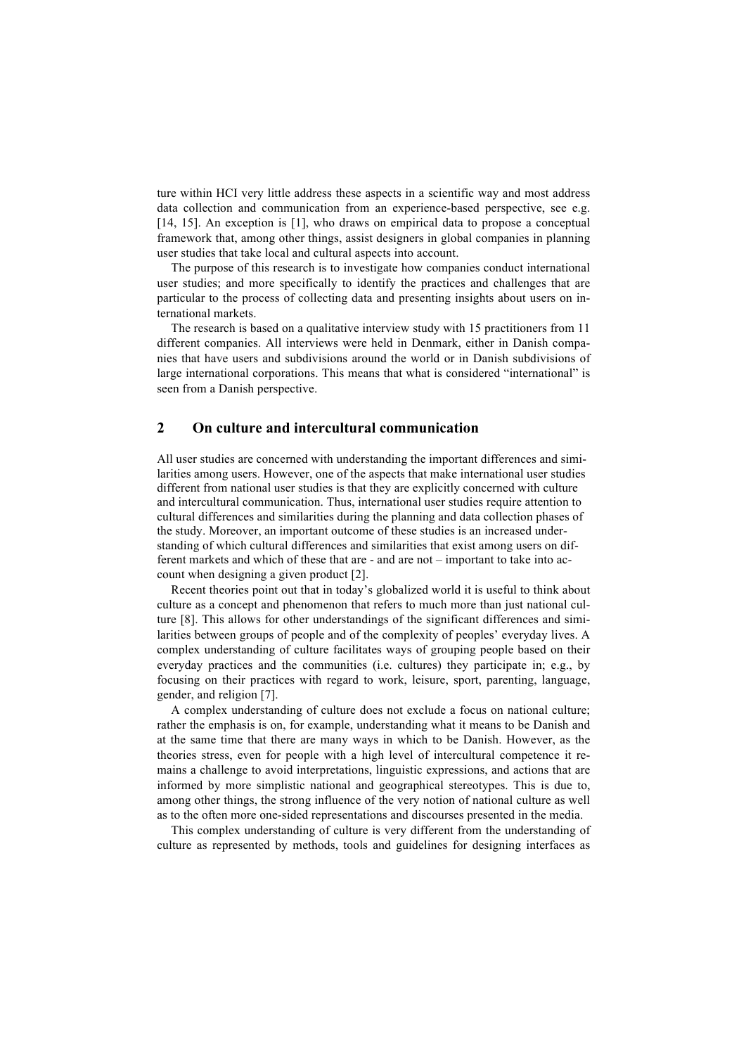ture within HCI very little address these aspects in a scientific way and most address data collection and communication from an experience-based perspective, see e.g. [14, 15]. An exception is [1], who draws on empirical data to propose a conceptual framework that, among other things, assist designers in global companies in planning user studies that take local and cultural aspects into account.

The purpose of this research is to investigate how companies conduct international user studies; and more specifically to identify the practices and challenges that are particular to the process of collecting data and presenting insights about users on international markets.

The research is based on a qualitative interview study with 15 practitioners from 11 different companies. All interviews were held in Denmark, either in Danish companies that have users and subdivisions around the world or in Danish subdivisions of large international corporations. This means that what is considered "international" is seen from a Danish perspective.

## 2 On culture and intercultural communication

All user studies are concerned with understanding the important differences and similarities among users. However, one of the aspects that make international user studies different from national user studies is that they are explicitly concerned with culture and intercultural communication. Thus, international user studies require attention to cultural differences and similarities during the planning and data collection phases of the study. Moreover, an important outcome of these studies is an increased understanding of which cultural differences and similarities that exist among users on different markets and which of these that are - and are not – important to take into account when designing a given product [2].

Recent theories point out that in today's globalized world it is useful to think about culture as a concept and phenomenon that refers to much more than just national culture [8]. This allows for other understandings of the significant differences and similarities between groups of people and of the complexity of peoples' everyday lives. A complex understanding of culture facilitates ways of grouping people based on their everyday practices and the communities (i.e. cultures) they participate in; e.g., by focusing on their practices with regard to work, leisure, sport, parenting, language, gender, and religion [7].

A complex understanding of culture does not exclude a focus on national culture; rather the emphasis is on, for example, understanding what it means to be Danish and at the same time that there are many ways in which to be Danish. However, as the theories stress, even for people with a high level of intercultural competence it remains a challenge to avoid interpretations, linguistic expressions, and actions that are informed by more simplistic national and geographical stereotypes. This is due to, among other things, the strong influence of the very notion of national culture as well as to the often more one-sided representations and discourses presented in the media.

This complex understanding of culture is very different from the understanding of culture as represented by methods, tools and guidelines for designing interfaces as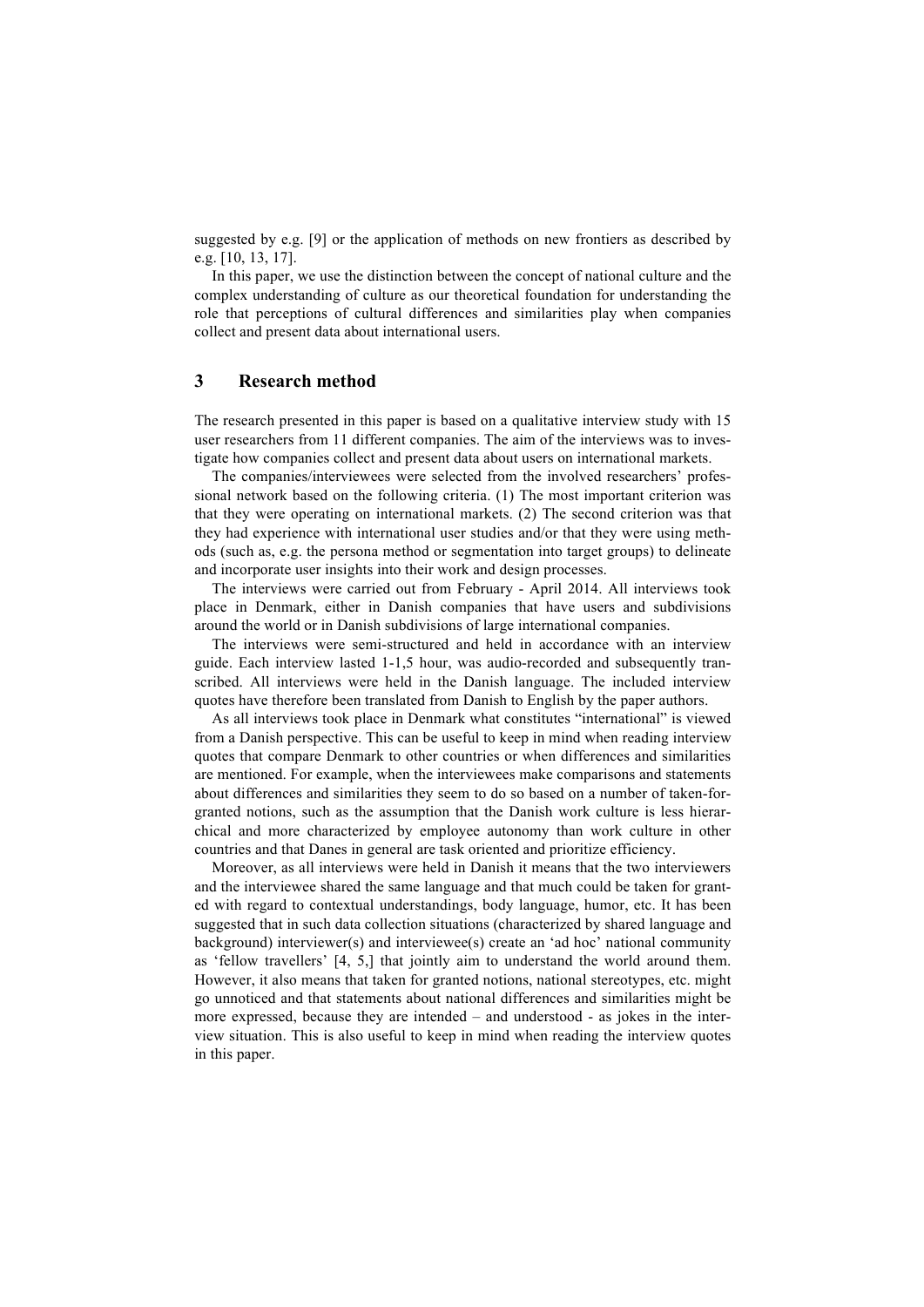suggested by e.g. [9] or the application of methods on new frontiers as described by e.g. [10, 13, 17].

In this paper, we use the distinction between the concept of national culture and the complex understanding of culture as our theoretical foundation for understanding the role that perceptions of cultural differences and similarities play when companies collect and present data about international users.

## 3 Research method

The research presented in this paper is based on a qualitative interview study with 15 user researchers from 11 different companies. The aim of the interviews was to investigate how companies collect and present data about users on international markets.

The companies/interviewees were selected from the involved researchers' professional network based on the following criteria. (1) The most important criterion was that they were operating on international markets. (2) The second criterion was that they had experience with international user studies and/or that they were using methods (such as, e.g. the persona method or segmentation into target groups) to delineate and incorporate user insights into their work and design processes.

The interviews were carried out from February - April 2014. All interviews took place in Denmark, either in Danish companies that have users and subdivisions around the world or in Danish subdivisions of large international companies.

The interviews were semi-structured and held in accordance with an interview guide. Each interview lasted 1-1,5 hour, was audio-recorded and subsequently transcribed. All interviews were held in the Danish language. The included interview quotes have therefore been translated from Danish to English by the paper authors.

As all interviews took place in Denmark what constitutes "international" is viewed from a Danish perspective. This can be useful to keep in mind when reading interview quotes that compare Denmark to other countries or when differences and similarities are mentioned. For example, when the interviewees make comparisons and statements about differences and similarities they seem to do so based on a number of taken-for-granted notions, such as the assumption that the Danish work culture is less hierarchical and more characterized by employee autonomy than work culture in other countries and that Danes in general are task oriented and prioritize efficiency.

Moreover, as all interviews were held in Danish it means that the two interviewers and the interviewee shared the same language and that much could be taken for granted with regard to contextual understandings, body language, humor, etc. It has been suggested that in such data collection situations (characterized by shared language and background) interviewer(s) and interviewee(s) create an 'ad hoc' national community as 'fellow travellers' [4, 5,] that jointly aim to understand the world around them. However, it also means that taken for granted notions, national stereotypes, etc. might go unnoticed and that statements about national differences and similarities might be more expressed, because they are intended – and understood - as jokes in the interview situation. This is also useful to keep in mind when reading the interview quotes in this paper.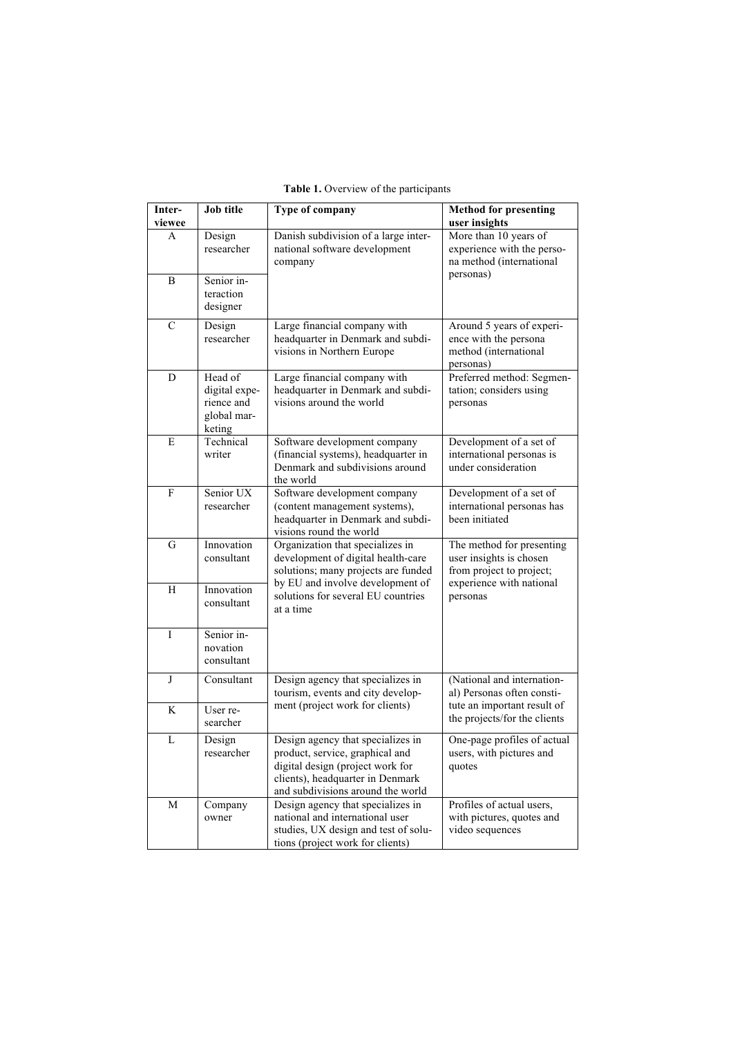**Table 1.** Overview of the participants

| Interviewee | Job title | Type of company | Method for presenting user insights |
|---|---|---|---|
| A | Design researcher | Danish subdivision of a large international software development company | More than 10 years of experience with the persona method (international personas) |
| B | Senior interaction designer | | |
| C | Design researcher | Large financial company with headquarter in Denmark and subdivisions in Northern Europe | Around 5 years of experience with the persona method (international personas) |
| D | Head of digital experience and global marketing | Large financial company with headquarter in Denmark and subdivisions around the world | Preferred method: Segmentation; considers using personas |
| E | Technical writer | Software development company (financial systems), headquarter in Denmark and subdivisions around the world | Development of a set of international personas is under consideration |
| F | Senior UX researcher | Software development company (content management systems), headquarter in Denmark and subdivisions round the world | Development of a set of international personas has been initiated |
| G | Innovation consultant | Organization that specializes in development of digital health-care solutions; many projects are funded by EU and involve development of solutions for several EU countries at a time | The method for presenting user insights is chosen from project to project; experience with national personas |
| H | Innovation consultant | | |
| I | Senior innovation consultant | | |
| J | Consultant | Design agency that specializes in tourism, events and city development (project work for clients) | (National and international) Personas often constitute an important result of the projects/for the clients |
| K | User researcher | | |
| L | Design researcher | Design agency that specializes in product, service, graphical and digital design (project work for clients), headquarter in Denmark and subdivisions around the world | One-page profiles of actual users, with pictures and quotes |
| M | Company owner | Design agency that specializes in national and international user studies, UX design and test of solutions (project work for clients) | Profiles of actual users, with pictures, quotes and video sequences |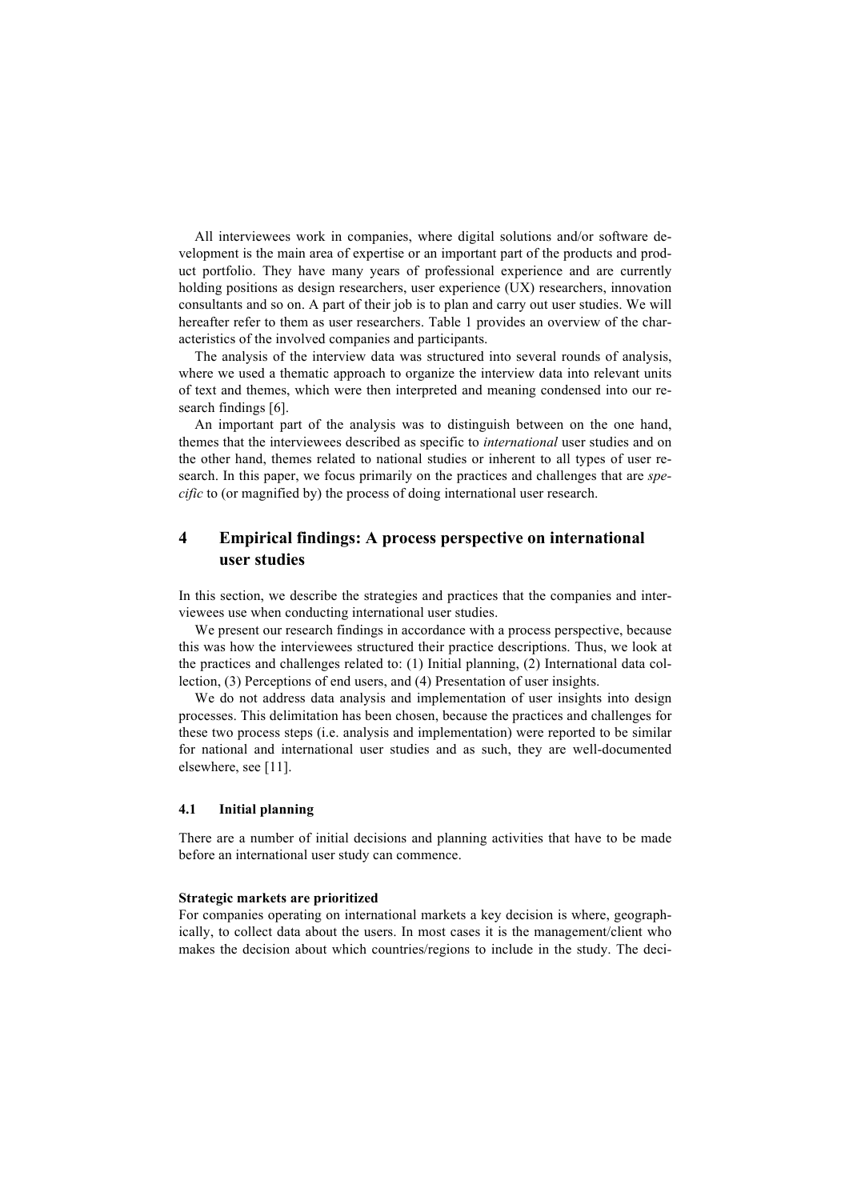All interviewees work in companies, where digital solutions and/or software development is the main area of expertise or an important part of the products and product portfolio. They have many years of professional experience and are currently holding positions as design researchers, user experience (UX) researchers, innovation consultants and so on. A part of their job is to plan and carry out user studies. We will hereafter refer to them as user researchers. Table 1 provides an overview of the characteristics of the involved companies and participants.

The analysis of the interview data was structured into several rounds of analysis, where we used a thematic approach to organize the interview data into relevant units of text and themes, which were then interpreted and meaning condensed into our research findings [6].

An important part of the analysis was to distinguish between on the one hand, themes that the interviewees described as specific to *international* user studies and on the other hand, themes related to national studies or inherent to all types of user research. In this paper, we focus primarily on the practices and challenges that are *specific* to (or magnified by) the process of doing international user research.

# 4 Empirical findings: A process perspective on international user studies

In this section, we describe the strategies and practices that the companies and interviewees use when conducting international user studies.

We present our research findings in accordance with a process perspective, because this was how the interviewees structured their practice descriptions. Thus, we look at the practices and challenges related to: (1) Initial planning, (2) International data collection, (3) Perceptions of end users, and (4) Presentation of user insights.

We do not address data analysis and implementation of user insights into design processes. This delimitation has been chosen, because the practices and challenges for these two process steps (i.e. analysis and implementation) were reported to be similar for national and international user studies and as such, they are well-documented elsewhere, see [11].

## 4.1 Initial planning

There are a number of initial decisions and planning activities that have to be made before an international user study can commence.

**Strategic markets are prioritized**

For companies operating on international markets a key decision is where, geographically, to collect data about the users. In most cases it is the management/client who makes the decision about which countries/regions to include in the study. The deci-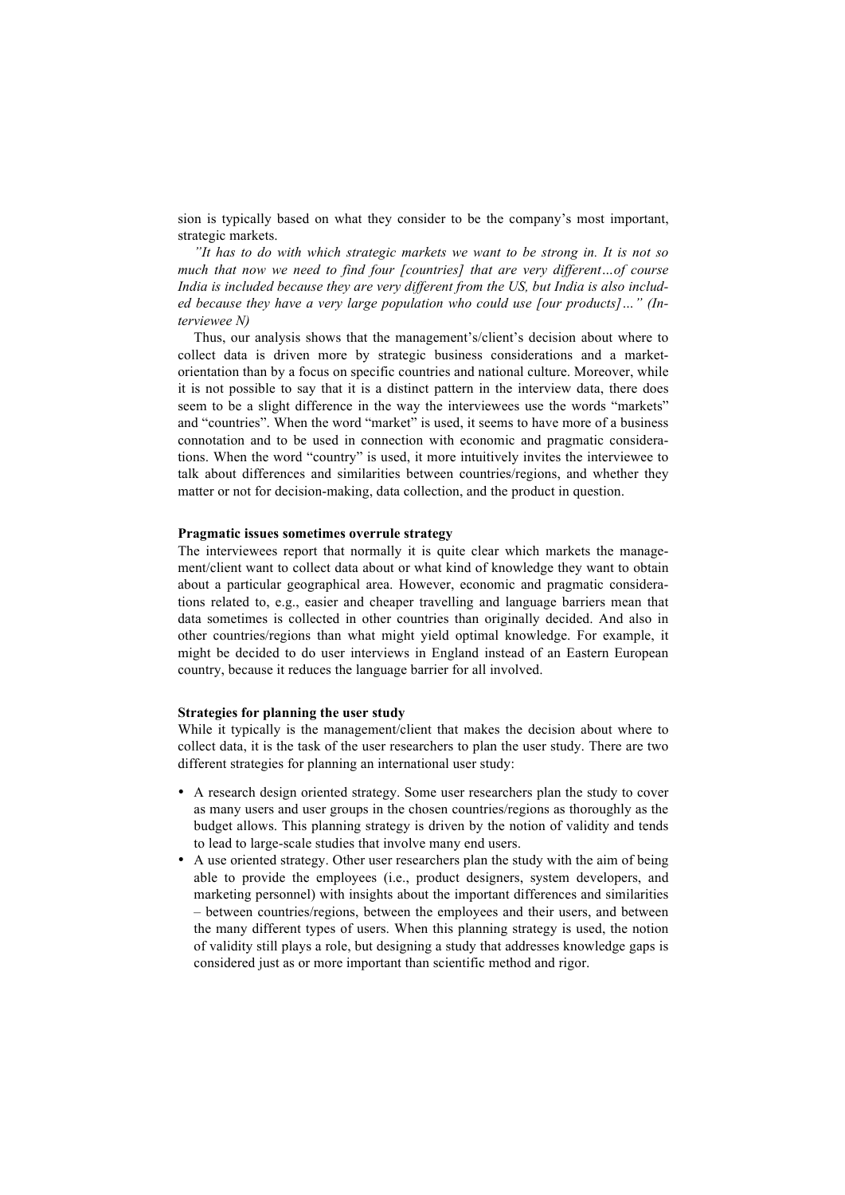sion is typically based on what they consider to be the company's most important, strategic markets.

*"It has to do with which strategic markets we want to be strong in. It is not so much that now we need to find four [countries] that are very different…of course India is included because they are very different from the US, but India is also included because they have a very large population who could use [our products]…" (Interviewee N)*

Thus, our analysis shows that the management's/client's decision about where to collect data is driven more by strategic business considerations and a market-orientation than by a focus on specific countries and national culture. Moreover, while it is not possible to say that it is a distinct pattern in the interview data, there does seem to be a slight difference in the way the interviewees use the words "markets" and "countries". When the word "market" is used, it seems to have more of a business connotation and to be used in connection with economic and pragmatic considerations. When the word "country" is used, it more intuitively invites the interviewee to talk about differences and similarities between countries/regions, and whether they matter or not for decision-making, data collection, and the product in question.

**Pragmatic issues sometimes overrule strategy**

The interviewees report that normally it is quite clear which markets the management/client want to collect data about or what kind of knowledge they want to obtain about a particular geographical area. However, economic and pragmatic considerations related to, e.g., easier and cheaper travelling and language barriers mean that data sometimes is collected in other countries than originally decided. And also in other countries/regions than what might yield optimal knowledge. For example, it might be decided to do user interviews in England instead of an Eastern European country, because it reduces the language barrier for all involved.

**Strategies for planning the user study**

While it typically is the management/client that makes the decision about where to collect data, it is the task of the user researchers to plan the user study. There are two different strategies for planning an international user study:

- A research design oriented strategy. Some user researchers plan the study to cover as many users and user groups in the chosen countries/regions as thoroughly as the budget allows. This planning strategy is driven by the notion of validity and tends to lead to large-scale studies that involve many end users.
- A use oriented strategy. Other user researchers plan the study with the aim of being able to provide the employees (i.e., product designers, system developers, and marketing personnel) with insights about the important differences and similarities – between countries/regions, between the employees and their users, and between the many different types of users. When this planning strategy is used, the notion of validity still plays a role, but designing a study that addresses knowledge gaps is considered just as or more important than scientific method and rigor.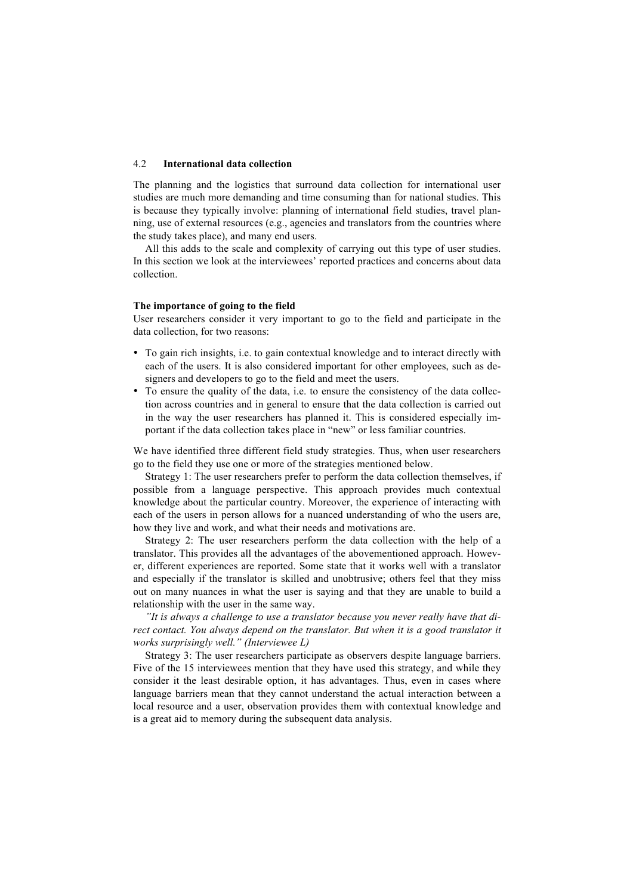## 4.2 International data collection

The planning and the logistics that surround data collection for international user studies are much more demanding and time consuming than for national studies. This is because they typically involve: planning of international field studies, travel planning, use of external resources (e.g., agencies and translators from the countries where the study takes place), and many end users.

All this adds to the scale and complexity of carrying out this type of user studies. In this section we look at the interviewees' reported practices and concerns about data collection.

**The importance of going to the field**

User researchers consider it very important to go to the field and participate in the data collection, for two reasons:

- To gain rich insights, i.e. to gain contextual knowledge and to interact directly with each of the users. It is also considered important for other employees, such as designers and developers to go to the field and meet the users.
- To ensure the quality of the data, i.e. to ensure the consistency of the data collection across countries and in general to ensure that the data collection is carried out in the way the user researchers has planned it. This is considered especially important if the data collection takes place in "new" or less familiar countries.

We have identified three different field study strategies. Thus, when user researchers go to the field they use one or more of the strategies mentioned below.

Strategy 1: The user researchers prefer to perform the data collection themselves, if possible from a language perspective. This approach provides much contextual knowledge about the particular country. Moreover, the experience of interacting with each of the users in person allows for a nuanced understanding of who the users are, how they live and work, and what their needs and motivations are.

Strategy 2: The user researchers perform the data collection with the help of a translator. This provides all the advantages of the abovementioned approach. However, different experiences are reported. Some state that it works well with a translator and especially if the translator is skilled and unobtrusive; others feel that they miss out on many nuances in what the user is saying and that they are unable to build a relationship with the user in the same way.

*"It is always a challenge to use a translator because you never really have that direct contact. You always depend on the translator. But when it is a good translator it works surprisingly well." (Interviewee L)*

Strategy 3: The user researchers participate as observers despite language barriers. Five of the 15 interviewees mention that they have used this strategy, and while they consider it the least desirable option, it has advantages. Thus, even in cases where language barriers mean that they cannot understand the actual interaction between a local resource and a user, observation provides them with contextual knowledge and is a great aid to memory during the subsequent data analysis.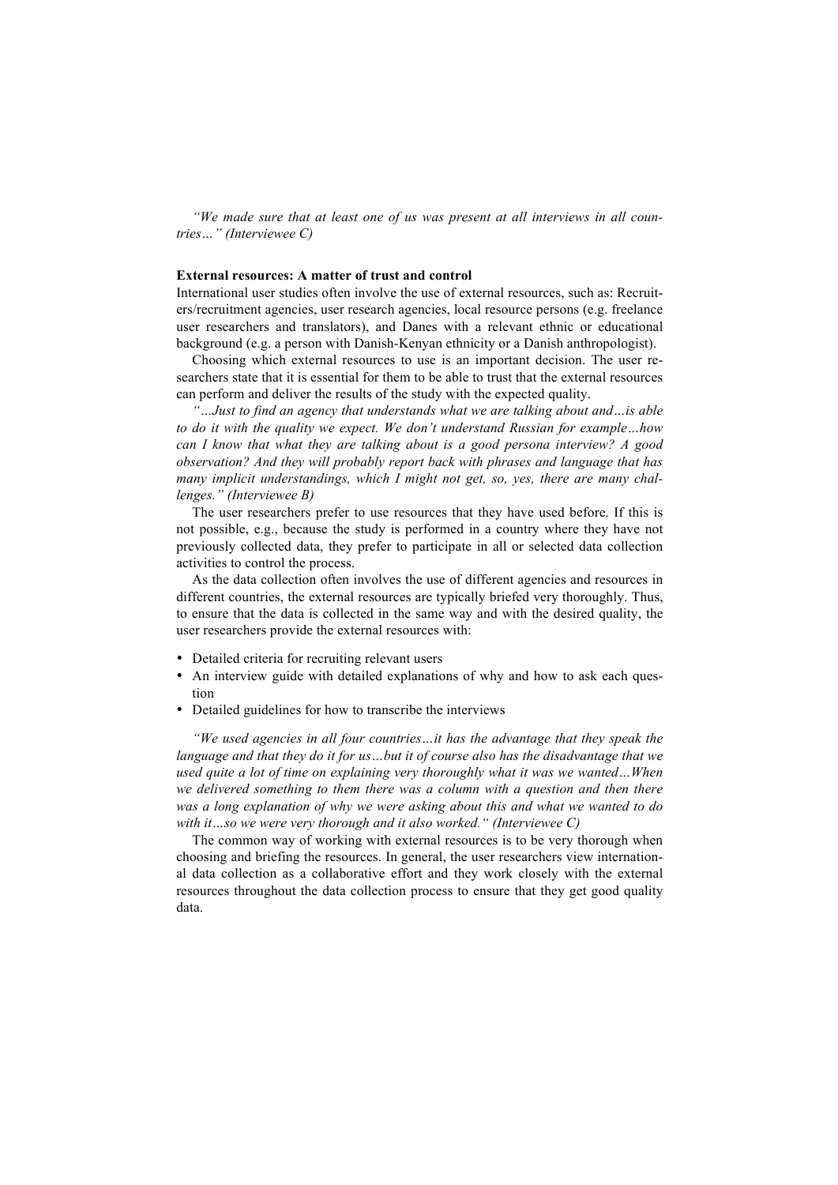*"We made sure that at least one of us was present at all interviews in all countries…" (Interviewee C)*

**External resources: A matter of trust and control**

International user studies often involve the use of external resources, such as: Recruiters/recruitment agencies, user research agencies, local resource persons (e.g. freelance user researchers and translators), and Danes with a relevant ethnic or educational background (e.g. a person with Danish-Kenyan ethnicity or a Danish anthropologist).

Choosing which external resources to use is an important decision. The user researchers state that it is essential for them to be able to trust that the external resources can perform and deliver the results of the study with the expected quality.

*"…Just to find an agency that understands what we are talking about and…is able to do it with the quality we expect. We don't understand Russian for example…how can I know that what they are talking about is a good persona interview? A good observation? And they will probably report back with phrases and language that has many implicit understandings, which I might not get, so, yes, there are many challenges." (Interviewee B)*

The user researchers prefer to use resources that they have used before. If this is not possible, e.g., because the study is performed in a country where they have not previously collected data, they prefer to participate in all or selected data collection activities to control the process.

As the data collection often involves the use of different agencies and resources in different countries, the external resources are typically briefed very thoroughly. Thus, to ensure that the data is collected in the same way and with the desired quality, the user researchers provide the external resources with:

- Detailed criteria for recruiting relevant users
- An interview guide with detailed explanations of why and how to ask each question
- Detailed guidelines for how to transcribe the interviews

*"We used agencies in all four countries…it has the advantage that they speak the language and that they do it for us…but it of course also has the disadvantage that we used quite a lot of time on explaining very thoroughly what it was we wanted…When we delivered something to them there was a column with a question and then there was a long explanation of why we were asking about this and what we wanted to do with it…so we were very thorough and it also worked." (Interviewee C)*

The common way of working with external resources is to be very thorough when choosing and briefing the resources. In general, the user researchers view international data collection as a collaborative effort and they work closely with the external resources throughout the data collection process to ensure that they get good quality data.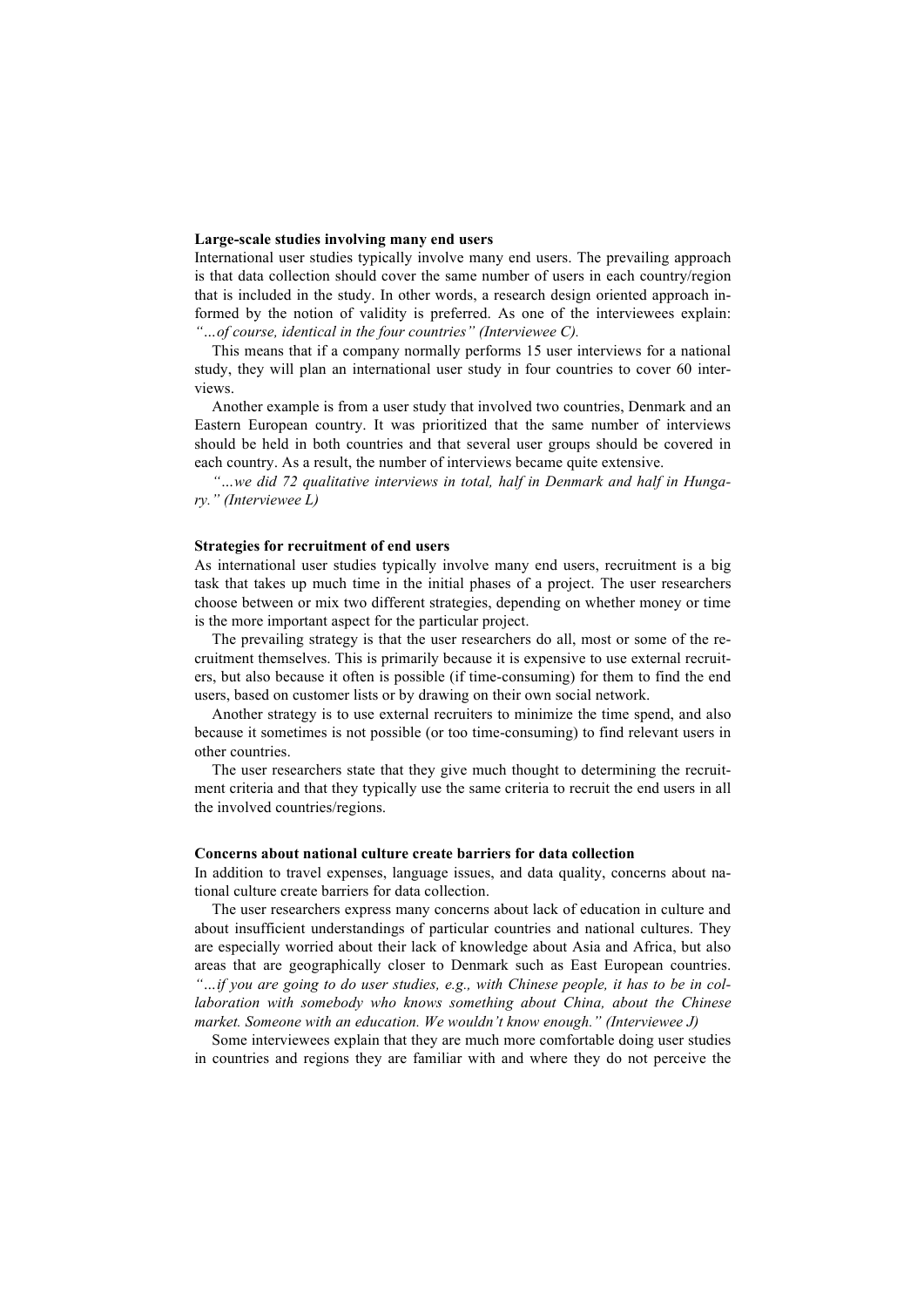**Large-scale studies involving many end users**

International user studies typically involve many end users. The prevailing approach is that data collection should cover the same number of users in each country/region that is included in the study. In other words, a research design oriented approach informed by the notion of validity is preferred. As one of the interviewees explain: *"…of course, identical in the four countries" (Interviewee C).*

This means that if a company normally performs 15 user interviews for a national study, they will plan an international user study in four countries to cover 60 interviews.

Another example is from a user study that involved two countries, Denmark and an Eastern European country. It was prioritized that the same number of interviews should be held in both countries and that several user groups should be covered in each country. As a result, the number of interviews became quite extensive.

*"…we did 72 qualitative interviews in total, half in Denmark and half in Hungary." (Interviewee L)*

**Strategies for recruitment of end users**

As international user studies typically involve many end users, recruitment is a big task that takes up much time in the initial phases of a project. The user researchers choose between or mix two different strategies, depending on whether money or time is the more important aspect for the particular project.

The prevailing strategy is that the user researchers do all, most or some of the recruitment themselves. This is primarily because it is expensive to use external recruiters, but also because it often is possible (if time-consuming) for them to find the end users, based on customer lists or by drawing on their own social network.

Another strategy is to use external recruiters to minimize the time spend, and also because it sometimes is not possible (or too time-consuming) to find relevant users in other countries.

The user researchers state that they give much thought to determining the recruitment criteria and that they typically use the same criteria to recruit the end users in all the involved countries/regions.

**Concerns about national culture create barriers for data collection**

In addition to travel expenses, language issues, and data quality, concerns about national culture create barriers for data collection.

The user researchers express many concerns about lack of education in culture and about insufficient understandings of particular countries and national cultures. They are especially worried about their lack of knowledge about Asia and Africa, but also areas that are geographically closer to Denmark such as East European countries. *"…if you are going to do user studies, e.g., with Chinese people, it has to be in collaboration with somebody who knows something about China, about the Chinese market. Someone with an education. We wouldn't know enough." (Interviewee J)*

Some interviewees explain that they are much more comfortable doing user studies in countries and regions they are familiar with and where they do not perceive the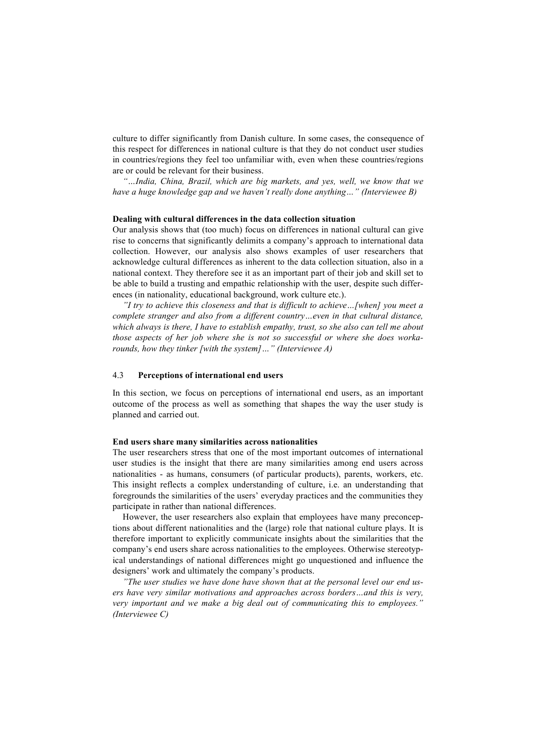culture to differ significantly from Danish culture. In some cases, the consequence of this respect for differences in national culture is that they do not conduct user studies in countries/regions they feel too unfamiliar with, even when these countries/regions are or could be relevant for their business.

*"…India, China, Brazil, which are big markets, and yes, well, we know that we have a huge knowledge gap and we haven't really done anything…" (Interviewee B)*

**Dealing with cultural differences in the data collection situation**

Our analysis shows that (too much) focus on differences in national cultural can give rise to concerns that significantly delimits a company's approach to international data collection. However, our analysis also shows examples of user researchers that acknowledge cultural differences as inherent to the data collection situation, also in a national context. They therefore see it as an important part of their job and skill set to be able to build a trusting and empathic relationship with the user, despite such differences (in nationality, educational background, work culture etc.).

*"I try to achieve this closeness and that is difficult to achieve…[when] you meet a complete stranger and also from a different country…even in that cultural distance, which always is there, I have to establish empathy, trust, so she also can tell me about those aspects of her job where she is not so successful or where she does workarounds, how they tinker [with the system]…" (Interviewee A)*

### 4.3 Perceptions of international end users

In this section, we focus on perceptions of international end users, as an important outcome of the process as well as something that shapes the way the user study is planned and carried out.

**End users share many similarities across nationalities**

The user researchers stress that one of the most important outcomes of international user studies is the insight that there are many similarities among end users across nationalities - as humans, consumers (of particular products), parents, workers, etc. This insight reflects a complex understanding of culture, i.e. an understanding that foregrounds the similarities of the users' everyday practices and the communities they participate in rather than national differences.

However, the user researchers also explain that employees have many preconceptions about different nationalities and the (large) role that national culture plays. It is therefore important to explicitly communicate insights about the similarities that the company's end users share across nationalities to the employees. Otherwise stereotypical understandings of national differences might go unquestioned and influence the designers' work and ultimately the company's products.

*"The user studies we have done have shown that at the personal level our end users have very similar motivations and approaches across borders…and this is very, very important and we make a big deal out of communicating this to employees." (Interviewee C)*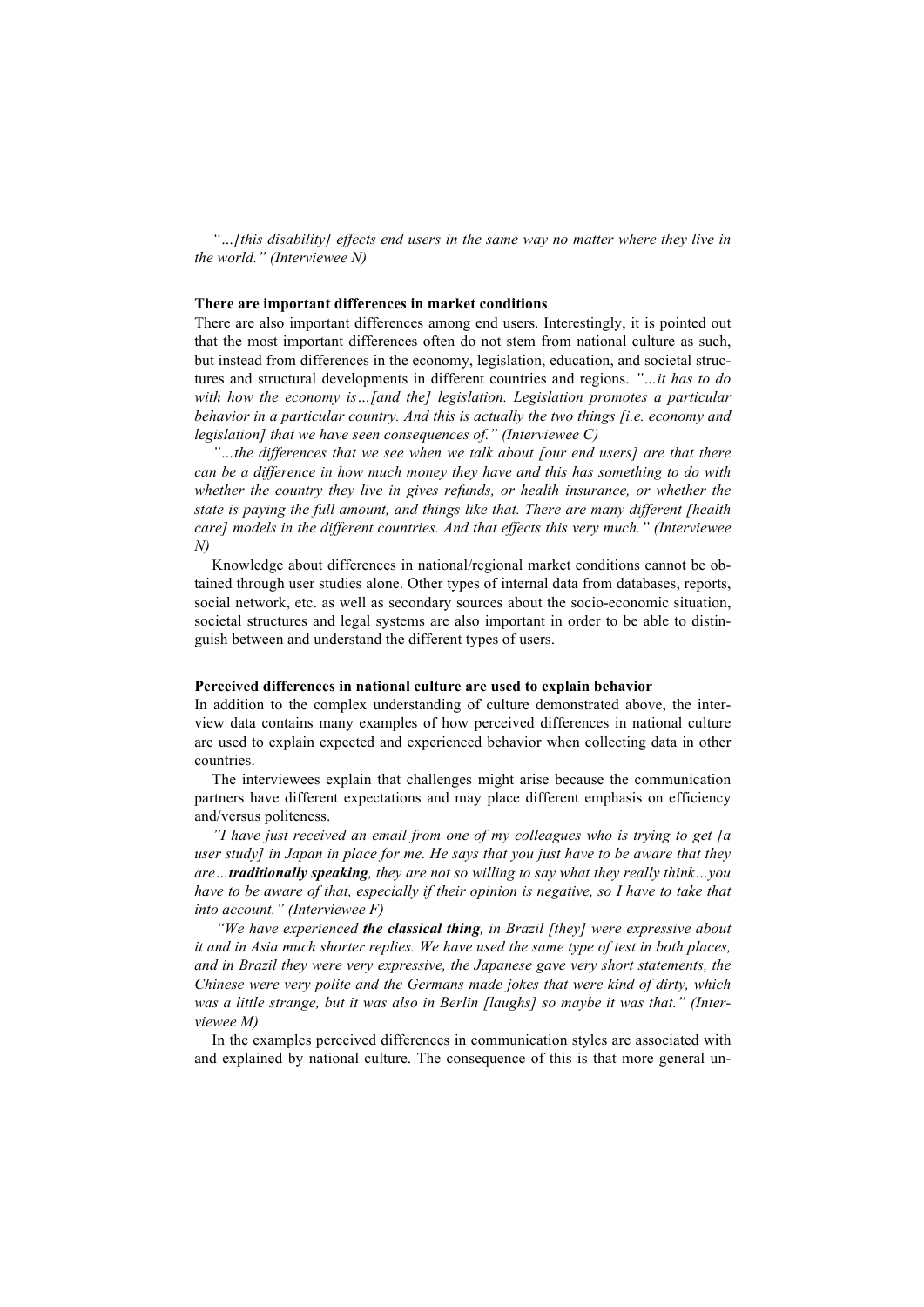*"…[this disability] effects end users in the same way no matter where they live in the world." (Interviewee N)*

**There are important differences in market conditions**

There are also important differences among end users. Interestingly, it is pointed out that the most important differences often do not stem from national culture as such, but instead from differences in the economy, legislation, education, and societal structures and structural developments in different countries and regions. *"…it has to do with how the economy is…[and the] legislation. Legislation promotes a particular behavior in a particular country. And this is actually the two things [i.e. economy and legislation] that we have seen consequences of." (Interviewee C)*

*"…the differences that we see when we talk about [our end users] are that there can be a difference in how much money they have and this has something to do with whether the country they live in gives refunds, or health insurance, or whether the state is paying the full amount, and things like that. There are many different [health care] models in the different countries. And that effects this very much." (Interviewee N)*

Knowledge about differences in national/regional market conditions cannot be obtained through user studies alone. Other types of internal data from databases, reports, social network, etc. as well as secondary sources about the socio-economic situation, societal structures and legal systems are also important in order to be able to distinguish between and understand the different types of users.

**Perceived differences in national culture are used to explain behavior**

In addition to the complex understanding of culture demonstrated above, the interview data contains many examples of how perceived differences in national culture are used to explain expected and experienced behavior when collecting data in other countries.

The interviewees explain that challenges might arise because the communication partners have different expectations and may place different emphasis on efficiency and/versus politeness.

*"I have just received an email from one of my colleagues who is trying to get [a user study] in Japan in place for me. He says that you just have to be aware that they are…**traditionally speaking**, they are not so willing to say what they really think…you have to be aware of that, especially if their opinion is negative, so I have to take that into account." (Interviewee F)*

*"We have experienced **the classical thing**, in Brazil [they] were expressive about it and in Asia much shorter replies. We have used the same type of test in both places, and in Brazil they were very expressive, the Japanese gave very short statements, the Chinese were very polite and the Germans made jokes that were kind of dirty, which was a little strange, but it was also in Berlin [laughs] so maybe it was that." (Interviewee M)*

In the examples perceived differences in communication styles are associated with and explained by national culture. The consequence of this is that more general un-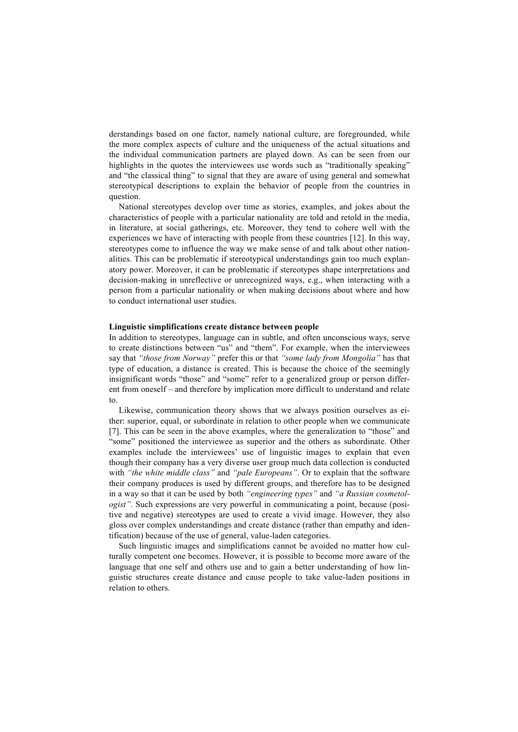derstandings based on one factor, namely national culture, are foregrounded, while the more complex aspects of culture and the uniqueness of the actual situations and the individual communication partners are played down. As can be seen from our highlights in the quotes the interviewees use words such as "traditionally speaking" and "the classical thing" to signal that they are aware of using general and somewhat stereotypical descriptions to explain the behavior of people from the countries in question.

National stereotypes develop over time as stories, examples, and jokes about the characteristics of people with a particular nationality are told and retold in the media, in literature, at social gatherings, etc. Moreover, they tend to cohere well with the experiences we have of interacting with people from these countries [12]. In this way, stereotypes come to influence the way we make sense of and talk about other nationalities. This can be problematic if stereotypical understandings gain too much explanatory power. Moreover, it can be problematic if stereotypes shape interpretations and decision-making in unreflective or unrecognized ways, e.g., when interacting with a person from a particular nationality or when making decisions about where and how to conduct international user studies.

**Linguistic simplifications create distance between people**

In addition to stereotypes, language can in subtle, and often unconscious ways, serve to create distinctions between "us" and "them". For example, when the interviewees say that *"those from Norway"* prefer this or that *"some lady from Mongolia"* has that type of education, a distance is created. This is because the choice of the seemingly insignificant words "those" and "some" refer to a generalized group or person different from oneself – and therefore by implication more difficult to understand and relate to.

Likewise, communication theory shows that we always position ourselves as either: superior, equal, or subordinate in relation to other people when we communicate [7]. This can be seen in the above examples, where the generalization to "those" and "some" positioned the interviewee as superior and the others as subordinate. Other examples include the interviewees' use of linguistic images to explain that even though their company has a very diverse user group much data collection is conducted with *"the white middle class"* and *"pale Europeans"*. Or to explain that the software their company produces is used by different groups, and therefore has to be designed in a way so that it can be used by both *"engineering types"* and *"a Russian cosmetologist"*. Such expressions are very powerful in communicating a point, because (positive and negative) stereotypes are used to create a vivid image. However, they also gloss over complex understandings and create distance (rather than empathy and identification) because of the use of general, value-laden categories.

Such linguistic images and simplifications cannot be avoided no matter how culturally competent one becomes. However, it is possible to become more aware of the language that one self and others use and to gain a better understanding of how linguistic structures create distance and cause people to take value-laden positions in relation to others.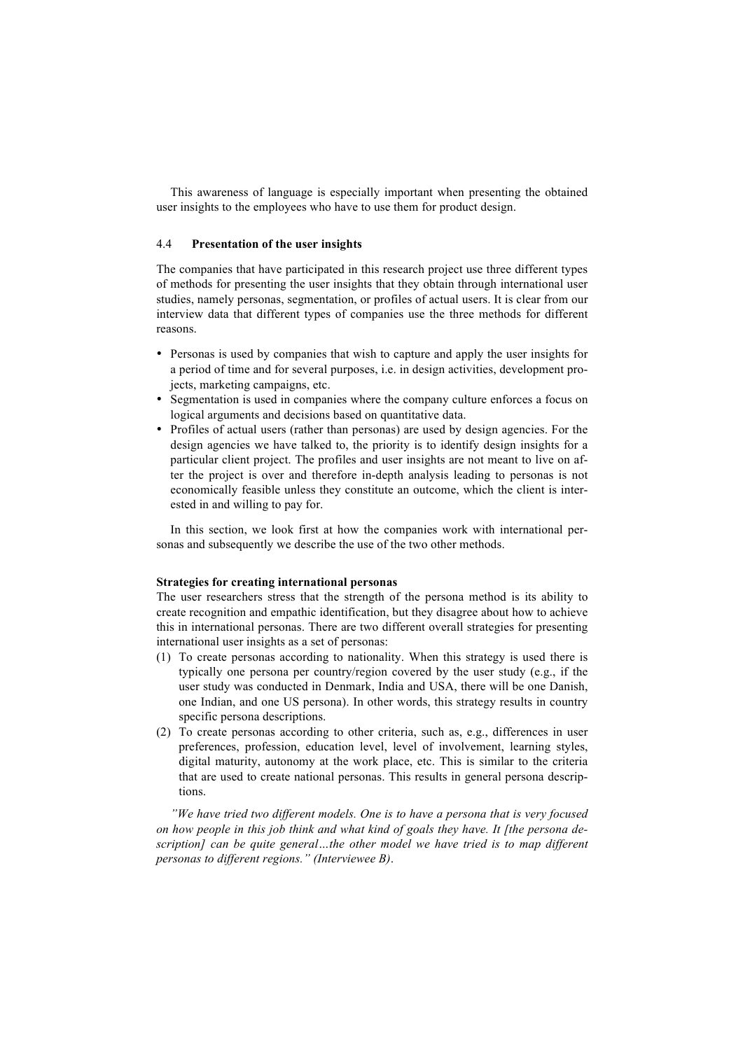This awareness of language is especially important when presenting the obtained user insights to the employees who have to use them for product design.

### 4.4 Presentation of the user insights

The companies that have participated in this research project use three different types of methods for presenting the user insights that they obtain through international user studies, namely personas, segmentation, or profiles of actual users. It is clear from our interview data that different types of companies use the three methods for different reasons.

- Personas is used by companies that wish to capture and apply the user insights for a period of time and for several purposes, i.e. in design activities, development projects, marketing campaigns, etc.
- Segmentation is used in companies where the company culture enforces a focus on logical arguments and decisions based on quantitative data.
- Profiles of actual users (rather than personas) are used by design agencies. For the design agencies we have talked to, the priority is to identify design insights for a particular client project. The profiles and user insights are not meant to live on after the project is over and therefore in-depth analysis leading to personas is not economically feasible unless they constitute an outcome, which the client is interested in and willing to pay for.

In this section, we look first at how the companies work with international personas and subsequently we describe the use of the two other methods.

**Strategies for creating international personas**

The user researchers stress that the strength of the persona method is its ability to create recognition and empathic identification, but they disagree about how to achieve this in international personas. There are two different overall strategies for presenting international user insights as a set of personas:

(1) To create personas according to nationality. When this strategy is used there is typically one persona per country/region covered by the user study (e.g., if the user study was conducted in Denmark, India and USA, there will be one Danish, one Indian, and one US persona). In other words, this strategy results in country specific persona descriptions.

(2) To create personas according to other criteria, such as, e.g., differences in user preferences, profession, education level, level of involvement, learning styles, digital maturity, autonomy at the work place, etc. This is similar to the criteria that are used to create national personas. This results in general persona descriptions.

*"We have tried two different models. One is to have a persona that is very focused on how people in this job think and what kind of goals they have. It [the persona description] can be quite general…the other model we have tried is to map different personas to different regions." (Interviewee B).*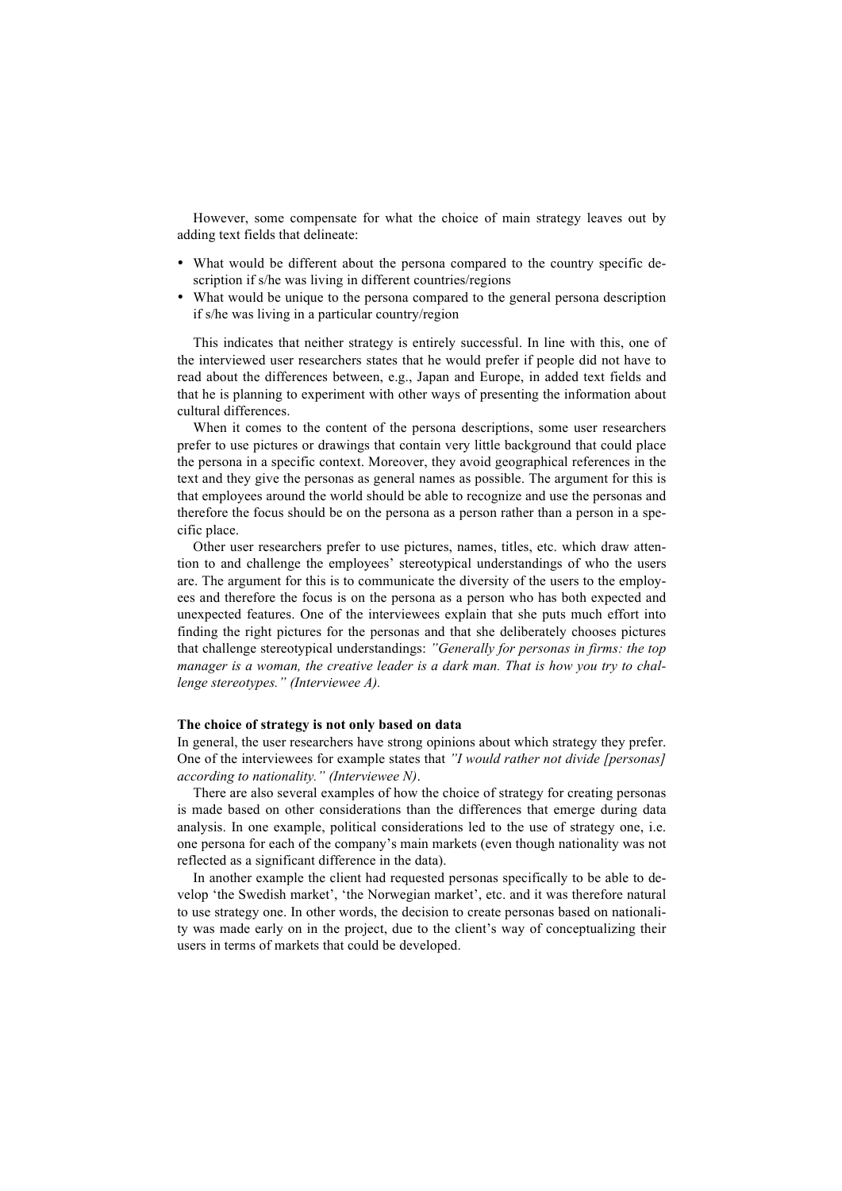However, some compensate for what the choice of main strategy leaves out by adding text fields that delineate:

- What would be different about the persona compared to the country specific description if s/he was living in different countries/regions
- What would be unique to the persona compared to the general persona description if s/he was living in a particular country/region

This indicates that neither strategy is entirely successful. In line with this, one of the interviewed user researchers states that he would prefer if people did not have to read about the differences between, e.g., Japan and Europe, in added text fields and that he is planning to experiment with other ways of presenting the information about cultural differences.

When it comes to the content of the persona descriptions, some user researchers prefer to use pictures or drawings that contain very little background that could place the persona in a specific context. Moreover, they avoid geographical references in the text and they give the personas as general names as possible. The argument for this is that employees around the world should be able to recognize and use the personas and therefore the focus should be on the persona as a person rather than a person in a specific place.

Other user researchers prefer to use pictures, names, titles, etc. which draw attention to and challenge the employees' stereotypical understandings of who the users are. The argument for this is to communicate the diversity of the users to the employees and therefore the focus is on the persona as a person who has both expected and unexpected features. One of the interviewees explain that she puts much effort into finding the right pictures for the personas and that she deliberately chooses pictures that challenge stereotypical understandings: *"Generally for personas in firms: the top manager is a woman, the creative leader is a dark man. That is how you try to challenge stereotypes." (Interviewee A).*

**The choice of strategy is not only based on data**

In general, the user researchers have strong opinions about which strategy they prefer. One of the interviewees for example states that *"I would rather not divide [personas] according to nationality." (Interviewee N)*.

There are also several examples of how the choice of strategy for creating personas is made based on other considerations than the differences that emerge during data analysis. In one example, political considerations led to the use of strategy one, i.e. one persona for each of the company's main markets (even though nationality was not reflected as a significant difference in the data).

In another example the client had requested personas specifically to be able to develop 'the Swedish market', 'the Norwegian market', etc. and it was therefore natural to use strategy one. In other words, the decision to create personas based on nationality was made early on in the project, due to the client's way of conceptualizing their users in terms of markets that could be developed.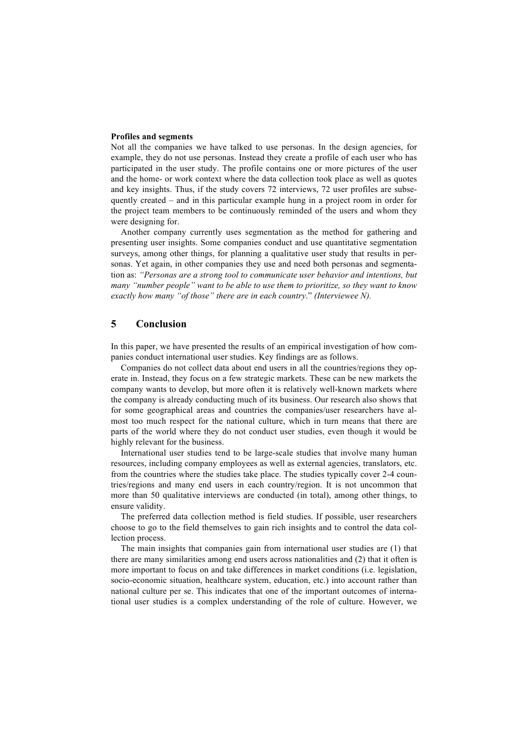**Profiles and segments**

Not all the companies we have talked to use personas. In the design agencies, for example, they do not use personas. Instead they create a profile of each user who has participated in the user study. The profile contains one or more pictures of the user and the home- or work context where the data collection took place as well as quotes and key insights. Thus, if the study covers 72 interviews, 72 user profiles are subsequently created – and in this particular example hung in a project room in order for the project team members to be continuously reminded of the users and whom they were designing for.

Another company currently uses segmentation as the method for gathering and presenting user insights. Some companies conduct and use quantitative segmentation surveys, among other things, for planning a qualitative user study that results in personas. Yet again, in other companies they use and need both personas and segmentation as: *"Personas are a strong tool to communicate user behavior and intentions, but many "number people" want to be able to use them to prioritize, so they want to know exactly how many "of those" there are in each country*." *(Interviewee N).*

## 5 Conclusion

In this paper, we have presented the results of an empirical investigation of how companies conduct international user studies. Key findings are as follows.

Companies do not collect data about end users in all the countries/regions they operate in. Instead, they focus on a few strategic markets. These can be new markets the company wants to develop, but more often it is relatively well-known markets where the company is already conducting much of its business. Our research also shows that for some geographical areas and countries the companies/user researchers have almost too much respect for the national culture, which in turn means that there are parts of the world where they do not conduct user studies, even though it would be highly relevant for the business.

International user studies tend to be large-scale studies that involve many human resources, including company employees as well as external agencies, translators, etc. from the countries where the studies take place. The studies typically cover 2-4 countries/regions and many end users in each country/region. It is not uncommon that more than 50 qualitative interviews are conducted (in total), among other things, to ensure validity.

The preferred data collection method is field studies. If possible, user researchers choose to go to the field themselves to gain rich insights and to control the data collection process.

The main insights that companies gain from international user studies are (1) that there are many similarities among end users across nationalities and (2) that it often is more important to focus on and take differences in market conditions (i.e. legislation, socio-economic situation, healthcare system, education, etc.) into account rather than national culture per se. This indicates that one of the important outcomes of international user studies is a complex understanding of the role of culture. However, we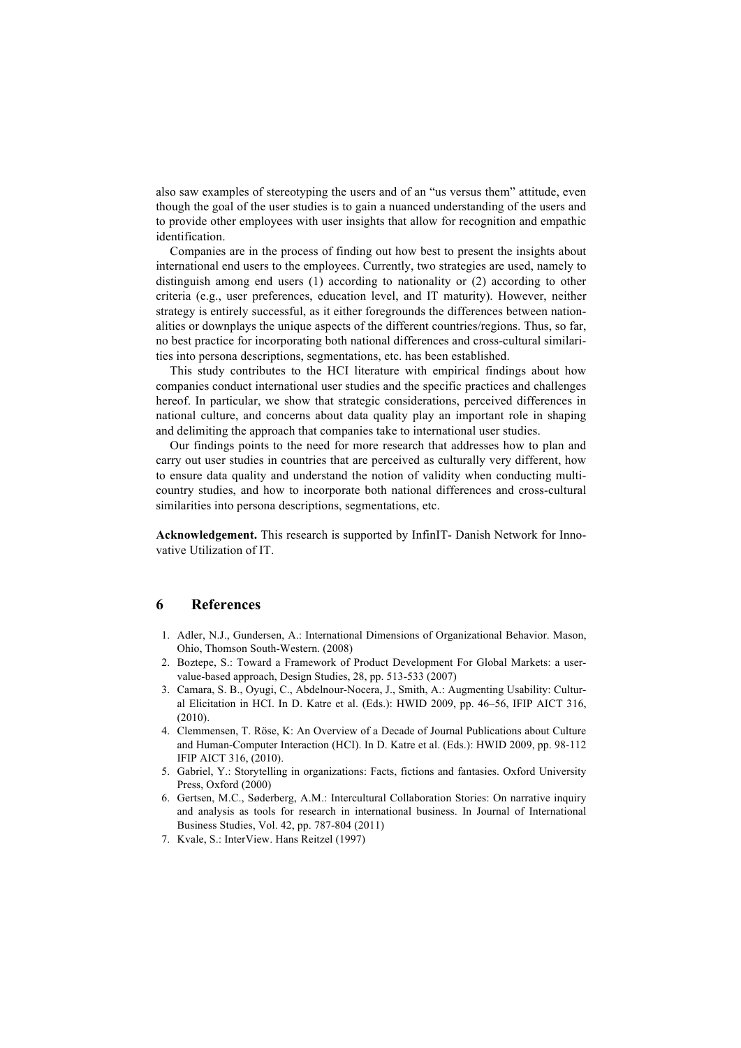also saw examples of stereotyping the users and of an "us versus them" attitude, even though the goal of the user studies is to gain a nuanced understanding of the users and to provide other employees with user insights that allow for recognition and empathic identification.

Companies are in the process of finding out how best to present the insights about international end users to the employees. Currently, two strategies are used, namely to distinguish among end users (1) according to nationality or (2) according to other criteria (e.g., user preferences, education level, and IT maturity). However, neither strategy is entirely successful, as it either foregrounds the differences between nationalities or downplays the unique aspects of the different countries/regions. Thus, so far, no best practice for incorporating both national differences and cross-cultural similarities into persona descriptions, segmentations, etc. has been established.

This study contributes to the HCI literature with empirical findings about how companies conduct international user studies and the specific practices and challenges hereof. In particular, we show that strategic considerations, perceived differences in national culture, and concerns about data quality play an important role in shaping and delimiting the approach that companies take to international user studies.

Our findings points to the need for more research that addresses how to plan and carry out user studies in countries that are perceived as culturally very different, how to ensure data quality and understand the notion of validity when conducting multi-country studies, and how to incorporate both national differences and cross-cultural similarities into persona descriptions, segmentations, etc.

**Acknowledgement.** This research is supported by InfinIT- Danish Network for Innovative Utilization of IT.

## 6 References

1. Adler, N.J., Gundersen, A.: International Dimensions of Organizational Behavior. Mason, Ohio, Thomson South-Western. (2008)
2. Boztepe, S.: Toward a Framework of Product Development For Global Markets: a user-value-based approach, Design Studies, 28, pp. 513-533 (2007)
3. Camara, S. B., Oyugi, C., Abdelnour-Nocera, J., Smith, A.: Augmenting Usability: Cultural Elicitation in HCI. In D. Katre et al. (Eds.): HWID 2009, pp. 46–56, IFIP AICT 316, (2010).
4. Clemmensen, T. Röse, K: An Overview of a Decade of Journal Publications about Culture and Human-Computer Interaction (HCI). In D. Katre et al. (Eds.): HWID 2009, pp. 98-112 IFIP AICT 316, (2010).
5. Gabriel, Y.: Storytelling in organizations: Facts, fictions and fantasies. Oxford University Press, Oxford (2000)
6. Gertsen, M.C., Søderberg, A.M.: Intercultural Collaboration Stories: On narrative inquiry and analysis as tools for research in international business. In Journal of International Business Studies, Vol. 42, pp. 787-804 (2011)
7. Kvale, S.: InterView. Hans Reitzel (1997)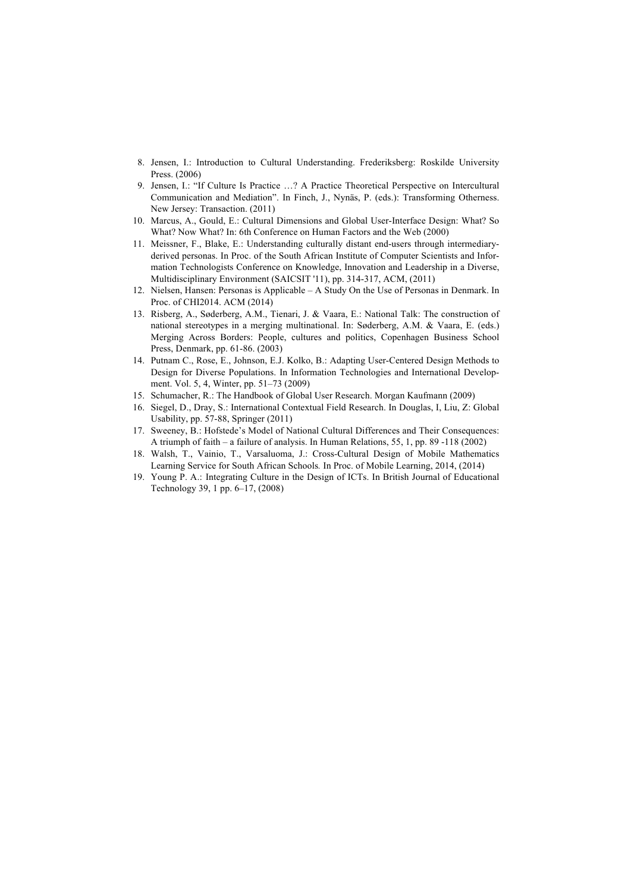8. Jensen, I.: Introduction to Cultural Understanding. Frederiksberg: Roskilde University Press. (2006)
9. Jensen, I.: "If Culture Is Practice …? A Practice Theoretical Perspective on Intercultural Communication and Mediation". In Finch, J., Nynäs, P. (eds.): Transforming Otherness. New Jersey: Transaction. (2011)
10. Marcus, A., Gould, E.: Cultural Dimensions and Global User-Interface Design: What? So What? Now What? In: 6th Conference on Human Factors and the Web (2000)
11. Meissner, F., Blake, E.: Understanding culturally distant end-users through intermediary-derived personas. In Proc. of the South African Institute of Computer Scientists and Information Technologists Conference on Knowledge, Innovation and Leadership in a Diverse, Multidisciplinary Environment (SAICSIT '11), pp. 314-317, ACM, (2011)
12. Nielsen, Hansen: Personas is Applicable – A Study On the Use of Personas in Denmark. In Proc. of CHI2014. ACM (2014)
13. Risberg, A., Søderberg, A.M., Tienari, J. & Vaara, E.: National Talk: The construction of national stereotypes in a merging multinational. In: Søderberg, A.M. & Vaara, E. (eds.) Merging Across Borders: People, cultures and politics, Copenhagen Business School Press, Denmark, pp. 61-86. (2003)
14. Putnam C., Rose, E., Johnson, E.J. Kolko, B.: Adapting User-Centered Design Methods to Design for Diverse Populations. In Information Technologies and International Development. Vol. 5, 4, Winter, pp. 51–73 (2009)
15. Schumacher, R.: The Handbook of Global User Research. Morgan Kaufmann (2009)
16. Siegel, D., Dray, S.: International Contextual Field Research. In Douglas, I, Liu, Z: Global Usability, pp. 57-88, Springer (2011)
17. Sweeney, B.: Hofstede's Model of National Cultural Differences and Their Consequences: A triumph of faith – a failure of analysis. In Human Relations, 55, 1, pp. 89 -118 (2002)
18. Walsh, T., Vainio, T., Varsaluoma, J.: Cross-Cultural Design of Mobile Mathematics Learning Service for South African Schools*.* In Proc. of Mobile Learning, 2014, (2014)
19. Young P. A.: Integrating Culture in the Design of ICTs. In British Journal of Educational Technology 39, 1 pp. 6–17, (2008)